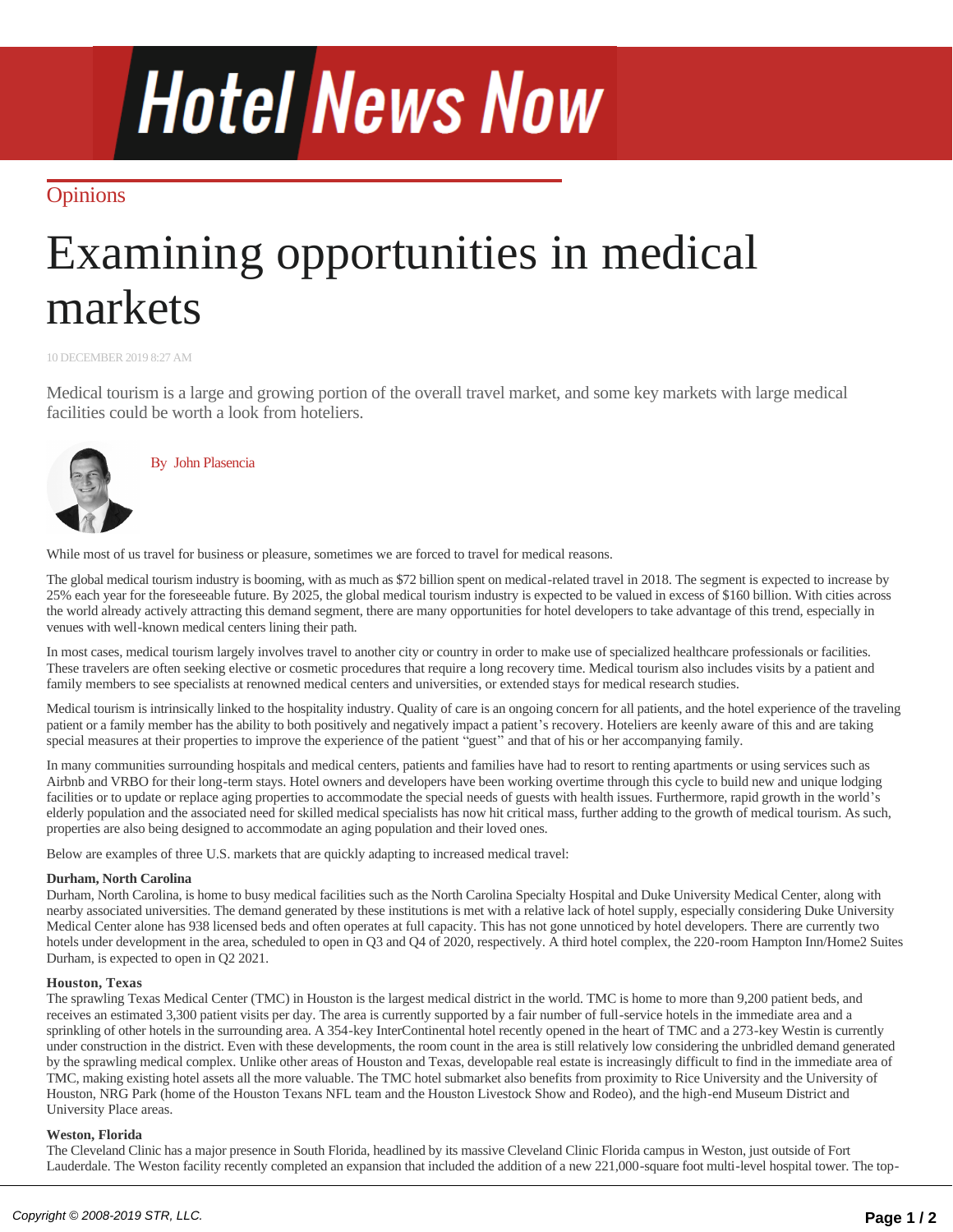Opinions

# Examining opportunities in medical markets

10 DECEMBER 2019 8:27 AM

Medical tourism is a large and growing portion of the overall travel market, and some key markets with large medical facilities could be worth a look from hoteliers.

By John Plasencia

While most of us travel for business or pleasure, sometimes we are forced to travel for medical reasons.

The global medical tourism industry is booming, with as much as $72 billion spent on medical-related travel in 2018. The segment is expected to increase by 25% each year for the foreseeable future. By 2025, the global medical tourism industry is expected to be valued in excess of $160 billion. With cities across the world already actively attracting this demand segment, there are many opportunities for hotel developers to take advantage of this trend, especially in venues with well-known medical centers lining their path.

In most cases, medical tourism largely involves travel to another city or country in order to make use of specialized healthcare professionals or facilities. These travelers are often seeking elective or cosmetic procedures that require a long recovery time. Medical tourism also includes visits by a patient and family members to see specialists at renowned medical centers and universities, or extended stays for medical research studies.

Medical tourism is intrinsically linked to the hospitality industry. Quality of care is an ongoing concern for all patients, and the hotel experience of the traveling patient or a family member has the ability to both positively and negatively impact a patient's recovery. Hoteliers are keenly aware of this and are taking special measures at their properties to improve the experience of the patient "guest" and that of his or her accompanying family.

In many communities surrounding hospitals and medical centers, patients and families have had to resort to renting apartments or using services such as Airbnb and VRBO for their long-term stays. Hotel owners and developers have been working overtime through this cycle to build new and unique lodging facilities or to update or replace aging properties to accommodate the special needs of guests with health issues. Furthermore, rapid growth in the world's elderly population and the associated need for skilled medical specialists has now hit critical mass, further adding to the growth of medical tourism. As such, properties are also being designed to accommodate an aging population and their loved ones.

Below are examples of three U.S. markets that are quickly adapting to increased medical travel:

**Durham, North Carolina**
Durham, North Carolina, is home to busy medical facilities such as the North Carolina Specialty Hospital and Duke University Medical Center, along with nearby associated universities. The demand generated by these institutions is met with a relative lack of hotel supply, especially considering Duke University Medical Center alone has 938 licensed beds and often operates at full capacity. This has not gone unnoticed by hotel developers. There are currently two hotels under development in the area, scheduled to open in Q3 and Q4 of 2020, respectively. A third hotel complex, the 220-room Hampton Inn/Home2 Suites Durham, is expected to open in Q2 2021.

**Houston, Texas**
The sprawling Texas Medical Center (TMC) in Houston is the largest medical district in the world. TMC is home to more than 9,200 patient beds, and receives an estimated 3,300 patient visits per day. The area is currently supported by a fair number of full-service hotels in the immediate area and a sprinkling of other hotels in the surrounding area. A 354-key InterContinental hotel recently opened in the heart of TMC and a 273-key Westin is currently under construction in the district. Even with these developments, the room count in the area is still relatively low considering the unbridled demand generated by the sprawling medical complex. Unlike other areas of Houston and Texas, developable real estate is increasingly difficult to find in the immediate area of TMC, making existing hotel assets all the more valuable. The TMC hotel submarket also benefits from proximity to Rice University and the University of Houston, NRG Park (home of the Houston Texans NFL team and the Houston Livestock Show and Rodeo), and the high-end Museum District and University Place areas.

**Weston, Florida**
The Cleveland Clinic has a major presence in South Florida, headlined by its massive Cleveland Clinic Florida campus in Weston, just outside of Fort Lauderdale. The Weston facility recently completed an expansion that included the addition of a new 221,000-square foot multi-level hospital tower. The top-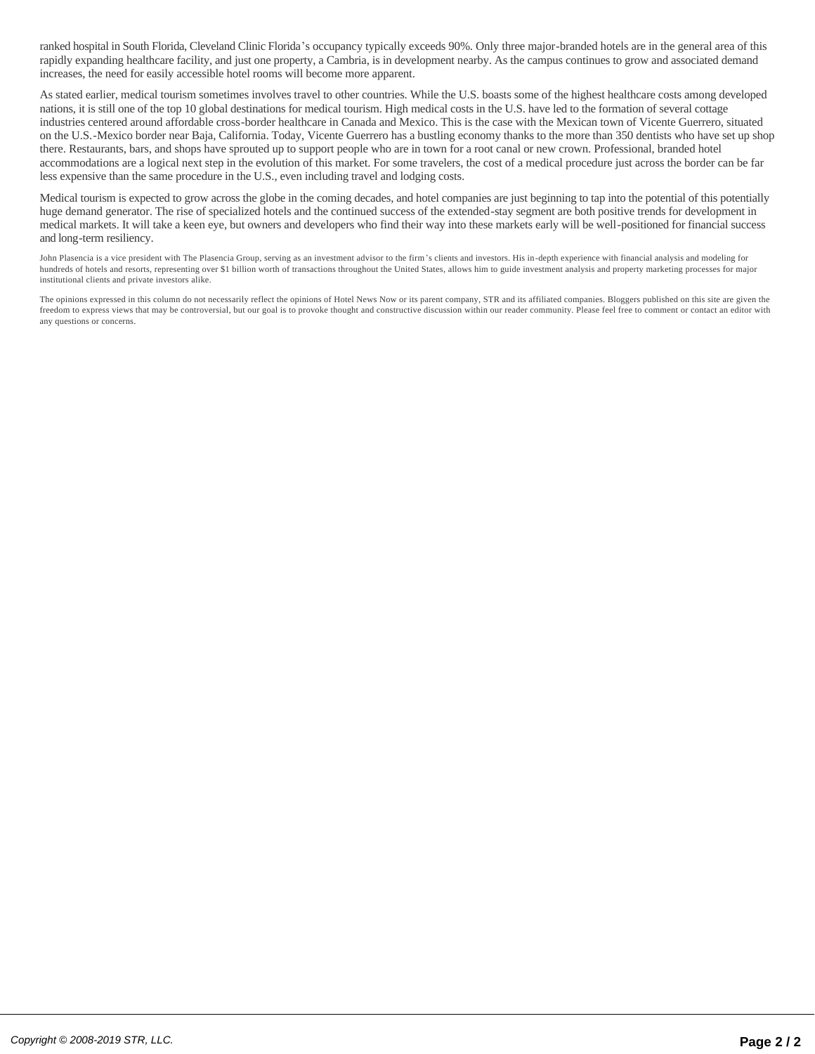ranked hospital in South Florida, Cleveland Clinic Florida's occupancy typically exceeds 90%. Only three major-branded hotels are in the general area of this rapidly expanding healthcare facility, and just one property, a Cambria, is in development nearby. As the campus continues to grow and associated demand increases, the need for easily accessible hotel rooms will become more apparent.

As stated earlier, medical tourism sometimes involves travel to other countries. While the U.S. boasts some of the highest healthcare costs among developed nations, it is still one of the top 10 global destinations for medical tourism. High medical costs in the U.S. have led to the formation of several cottage industries centered around affordable cross-border healthcare in Canada and Mexico. This is the case with the Mexican town of Vicente Guerrero, situated on the U.S.-Mexico border near Baja, California. Today, Vicente Guerrero has a bustling economy thanks to the more than 350 dentists who have set up shop there. Restaurants, bars, and shops have sprouted up to support people who are in town for a root canal or new crown. Professional, branded hotel accommodations are a logical next step in the evolution of this market. For some travelers, the cost of a medical procedure just across the border can be far less expensive than the same procedure in the U.S., even including travel and lodging costs.

Medical tourism is expected to grow across the globe in the coming decades, and hotel companies are just beginning to tap into the potential of this potentially huge demand generator. The rise of specialized hotels and the continued success of the extended-stay segment are both positive trends for development in medical markets. It will take a keen eye, but owners and developers who find their way into these markets early will be well-positioned for financial success and long-term resiliency.

John Plasencia is a vice president with The Plasencia Group, serving as an investment advisor to the firm's clients and investors. His in-depth experience with financial analysis and modeling for hundreds of hotels and resorts, representing over $1 billion worth of transactions throughout the United States, allows him to guide investment analysis and property marketing processes for major institutional clients and private investors alike.

The opinions expressed in this column do not necessarily reflect the opinions of Hotel News Now or its parent company, STR and its affiliated companies. Bloggers published on this site are given the freedom to express views that may be controversial, but our goal is to provoke thought and constructive discussion within our reader community. Please feel free to comment or contact an editor with any questions or concerns.